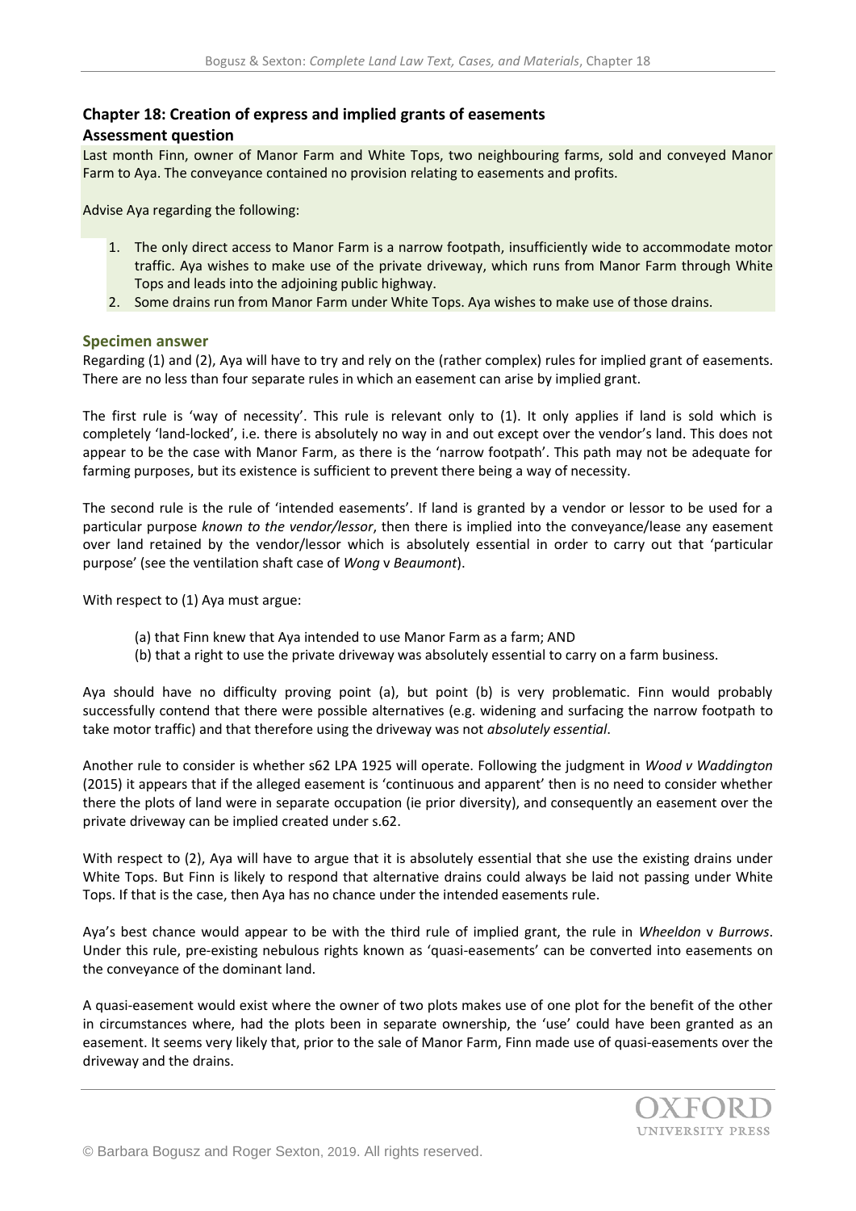## Chapter 18: Creation of express and implied grants of easements

### Assessment question

Last month Finn, owner of Manor Farm and White Tops, two neighbouring farms, sold and conveyed Manor Farm to Aya. The conveyance contained no provision relating to easements and profits.

Advise Aya regarding the following:

1. The only direct access to Manor Farm is a narrow footpath, insufficiently wide to accommodate motor traffic. Aya wishes to make use of the private driveway, which runs from Manor Farm through White Tops and leads into the adjoining public highway.
2. Some drains run from Manor Farm under White Tops. Aya wishes to make use of those drains.

### Specimen answer

Regarding (1) and (2), Aya will have to try and rely on the (rather complex) rules for implied grant of easements. There are no less than four separate rules in which an easement can arise by implied grant.

The first rule is 'way of necessity'. This rule is relevant only to (1). It only applies if land is sold which is completely 'land-locked', i.e. there is absolutely no way in and out except over the vendor's land. This does not appear to be the case with Manor Farm, as there is the 'narrow footpath'. This path may not be adequate for farming purposes, but its existence is sufficient to prevent there being a way of necessity.

The second rule is the rule of 'intended easements'. If land is granted by a vendor or lessor to be used for a particular purpose *known to the vendor/lessor*, then there is implied into the conveyance/lease any easement over land retained by the vendor/lessor which is absolutely essential in order to carry out that 'particular purpose' (see the ventilation shaft case of *Wong* v *Beaumont*).

With respect to (1) Aya must argue:

(a) that Finn knew that Aya intended to use Manor Farm as a farm; AND
(b) that a right to use the private driveway was absolutely essential to carry on a farm business.

Aya should have no difficulty proving point (a), but point (b) is very problematic. Finn would probably successfully contend that there were possible alternatives (e.g. widening and surfacing the narrow footpath to take motor traffic) and that therefore using the driveway was not *absolutely essential*.

Another rule to consider is whether s62 LPA 1925 will operate. Following the judgment in *Wood v Waddington* (2015) it appears that if the alleged easement is 'continuous and apparent' then is no need to consider whether there the plots of land were in separate occupation (ie prior diversity), and consequently an easement over the private driveway can be implied created under s.62.

With respect to (2), Aya will have to argue that it is absolutely essential that she use the existing drains under White Tops. But Finn is likely to respond that alternative drains could always be laid not passing under White Tops. If that is the case, then Aya has no chance under the intended easements rule.

Aya's best chance would appear to be with the third rule of implied grant, the rule in *Wheeldon* v *Burrows*. Under this rule, pre-existing nebulous rights known as 'quasi-easements' can be converted into easements on the conveyance of the dominant land.

A quasi-easement would exist where the owner of two plots makes use of one plot for the benefit of the other in circumstances where, had the plots been in separate ownership, the 'use' could have been granted as an easement. It seems very likely that, prior to the sale of Manor Farm, Finn made use of quasi-easements over the driveway and the drains.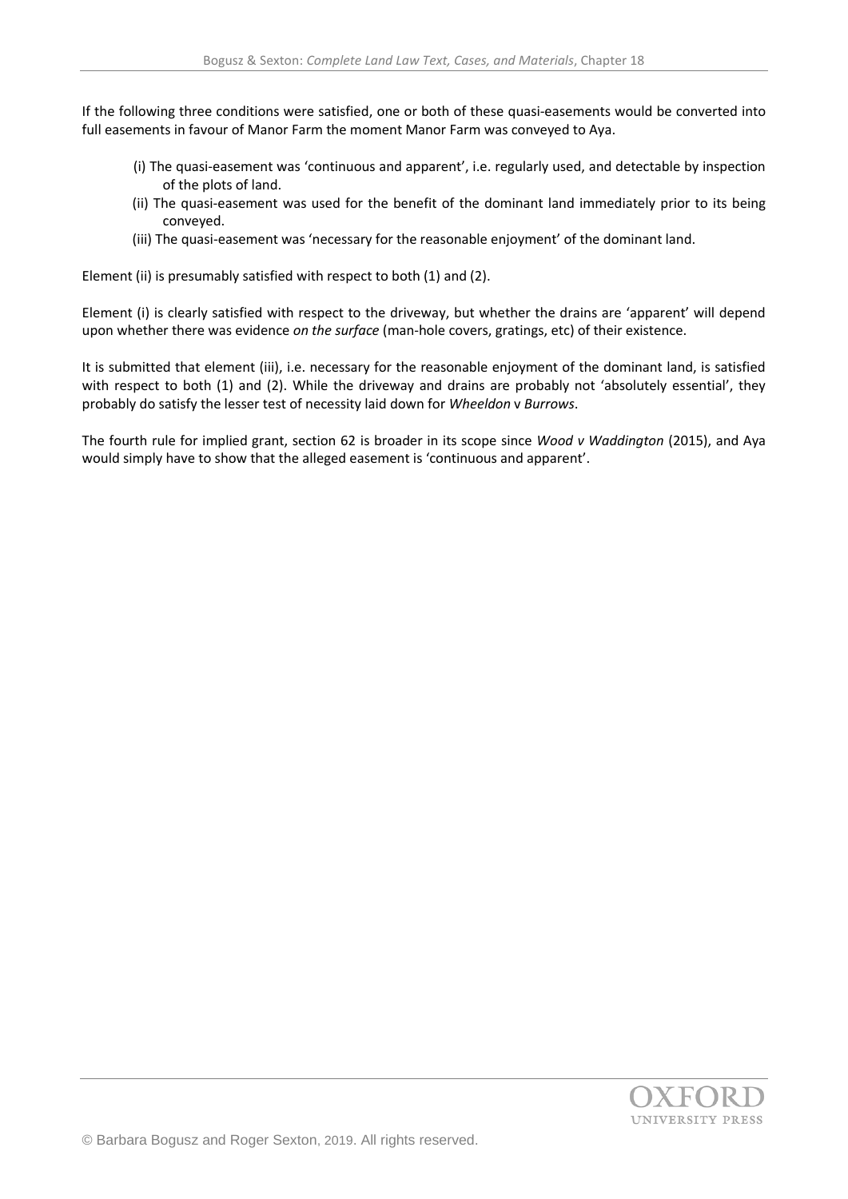If the following three conditions were satisfied, one or both of these quasi-easements would be converted into full easements in favour of Manor Farm the moment Manor Farm was conveyed to Aya.

(i) The quasi-easement was 'continuous and apparent', i.e. regularly used, and detectable by inspection of the plots of land.

(ii) The quasi-easement was used for the benefit of the dominant land immediately prior to its being conveyed.

(iii) The quasi-easement was 'necessary for the reasonable enjoyment' of the dominant land.

Element (ii) is presumably satisfied with respect to both (1) and (2).

Element (i) is clearly satisfied with respect to the driveway, but whether the drains are 'apparent' will depend upon whether there was evidence *on the surface* (man-hole covers, gratings, etc) of their existence.

It is submitted that element (iii), i.e. necessary for the reasonable enjoyment of the dominant land, is satisfied with respect to both (1) and (2). While the driveway and drains are probably not 'absolutely essential', they probably do satisfy the lesser test of necessity laid down for *Wheeldon* v *Burrows*.

The fourth rule for implied grant, section 62 is broader in its scope since *Wood v Waddington* (2015), and Aya would simply have to show that the alleged easement is 'continuous and apparent'.